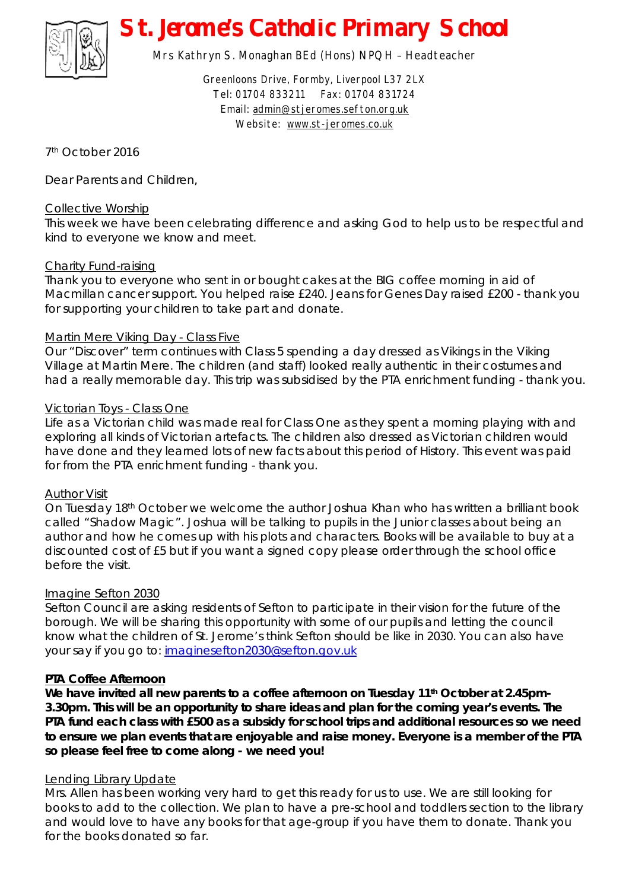# St. Jerome's Catholic Primary School

Mrs Kathryn S. Monaghan BEd (Hons) NPQH – Headteacher

Greenloons Drive, Formby, Liverpool L37 2LX
Tel: 01704 833211 Fax: 01704 831724
Email: admin@stjeromes.sefton.org.uk
Website: www.st-jeromes.co.uk

7th October 2016

Dear Parents and Children,

## Collective Worship

This week we have been celebrating difference and asking God to help us to be respectful and kind to everyone we know and meet.

## Charity Fund-raising

Thank you to everyone who sent in or bought cakes at the BIG coffee morning in aid of Macmillan cancer support. You helped raise £240. Jeans for Genes Day raised £200 - thank you for supporting your children to take part and donate.

## Martin Mere Viking Day - Class Five

Our "Discover" term continues with Class 5 spending a day dressed as Vikings in the Viking Village at Martin Mere. The children (and staff) looked really authentic in their costumes and had a really memorable day. This trip was subsidised by the PTA enrichment funding - thank you.

## Victorian Toys - Class One

Life as a Victorian child was made real for Class One as they spent a morning playing with and exploring all kinds of Victorian artefacts. The children also dressed as Victorian children would have done and they learned lots of new facts about this period of History. This event was paid for from the PTA enrichment funding - thank you.

## Author Visit

On Tuesday 18th October we welcome the author Joshua Khan who has written a brilliant book called "Shadow Magic". Joshua will be talking to pupils in the Junior classes about being an author and how he comes up with his plots and characters. Books will be available to buy at a discounted cost of £5 but if you want a signed copy please order through the school office before the visit.

## Imagine Sefton 2030

Sefton Council are asking residents of Sefton to participate in their vision for the future of the borough. We will be sharing this opportunity with some of our pupils and letting the council know what the children of St. Jerome's think Sefton should be like in 2030. You can also have your say if you go to: imaginesefton2030@sefton.gov.uk

## PTA Coffee Afternoon

**We have invited all new parents to a coffee afternoon on Tuesday 11th October at 2.45pm-3.30pm. This will be an opportunity to share ideas and plan for the coming year's events. The PTA fund each class with £500 as a subsidy for school trips and additional resources so we need to ensure we plan events that are enjoyable and raise money. Everyone is a member of the PTA so please feel free to come along - we need you!**

## Lending Library Update

Mrs. Allen has been working very hard to get this ready for us to use. We are still looking for books to add to the collection. We plan to have a pre-school and toddlers section to the library and would love to have any books for that age-group if you have them to donate. Thank you for the books donated so far.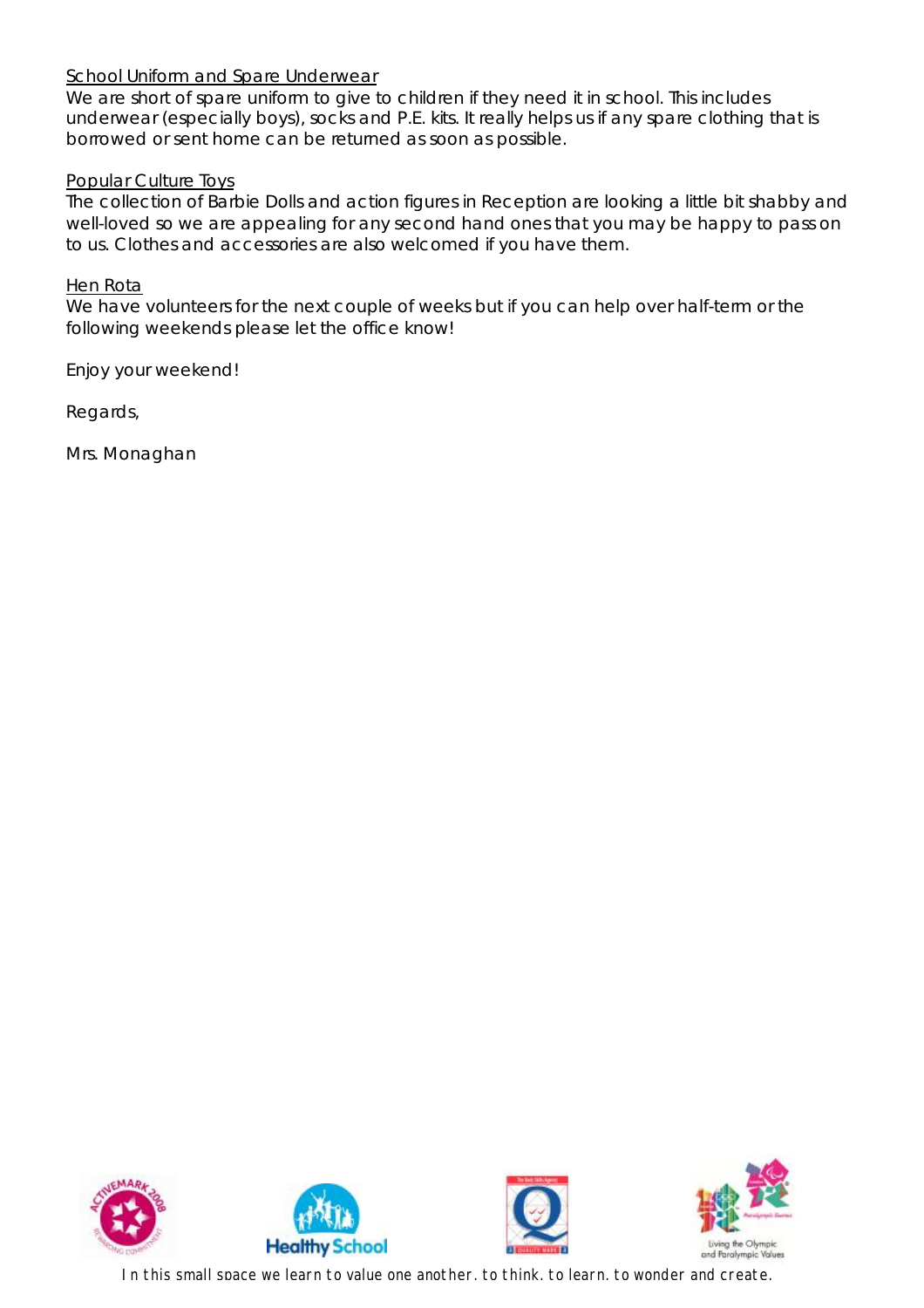<u>School Uniform and Spare Underwear</u>

We are short of spare uniform to give to children if they need it in school. This includes underwear (especially boys), socks and P.E. kits. It really helps us if any spare clothing that is borrowed or sent home can be returned as soon as possible.

<u>Popular Culture Toys</u>

The collection of Barbie Dolls and action figures in Reception are looking a little bit shabby and well-loved so we are appealing for any second hand ones that you may be happy to pass on to us. Clothes and accessories are also welcomed if you have them.

<u>Hen Rota</u>

We have volunteers for the next couple of weeks but if you can help over half-term or the following weekends please let the office know!

Enjoy your weekend!

Regards,

Mrs. Monaghan

In this small space we learn to value one another, to think, to learn, to wonder and create.